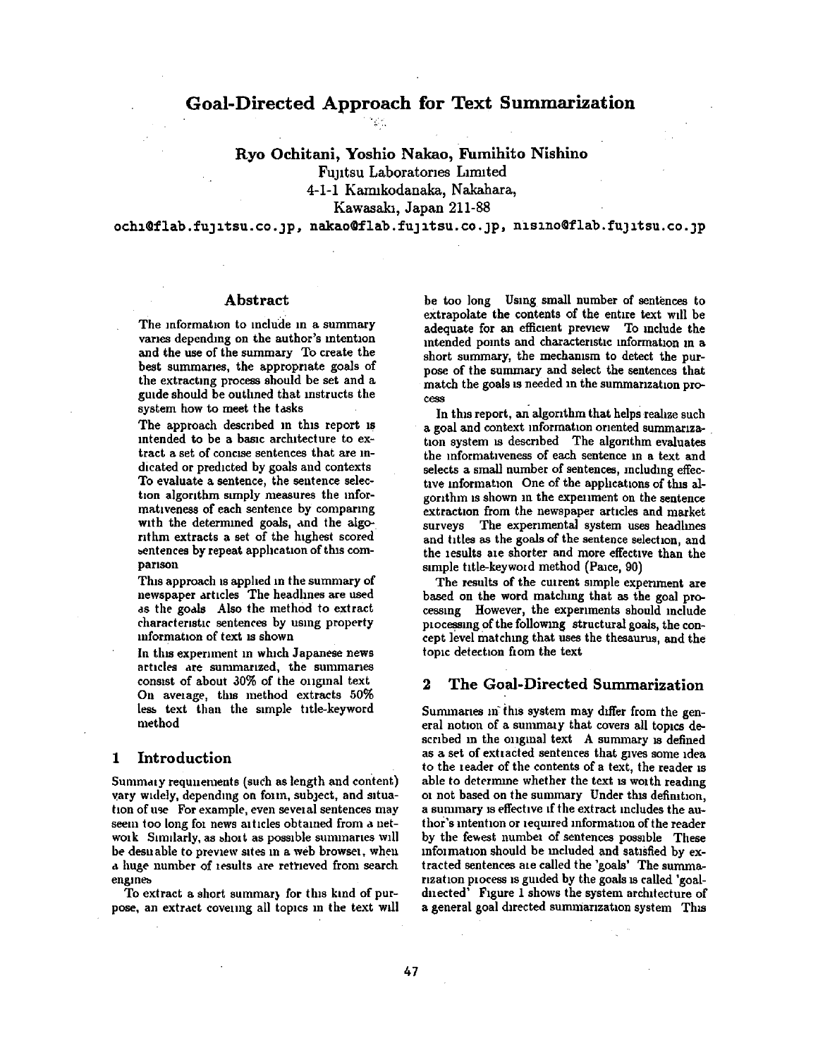# Goal-Directed Approach for Text Summarization

**Ryo Ochitani, Yoshio Nakao, Fumihito Nishino**

Fujitsu Laboratories Limited
4-1-1 Kamikodanaka, Nakahara,
Kawasaki, Japan 211-88

ochi@flab.fujitsu.co.jp, nakao@flab.fujitsu.co.jp, nisino@flab.fujitsu.co.jp

## Abstract

The information to include in a summary varies depending on the author's intention and the use of the summary To create the best summaries, the appropriate goals of the extracting process should be set and a guide should be outlined that instructs the system how to meet the tasks

The approach described in this report is intended to be a basic architecture to extract a set of concise sentences that are indicated or predicted by goals and contexts To evaluate a sentence, the sentence selection algorithm simply measures the informativeness of each sentence by comparing with the determined goals, and the algorithm extracts a set of the highest scored sentences by repeat application of this comparison

This approach is applied in the summary of newspaper articles The headlines are used as the goals Also the method to extract characteristic sentences by using property information of text is shown

In this experiment in which Japanese news articles are summarized, the summaries consist of about 30% of the original text On average, this method extracts 50% less text than the simple title-keyword method

## 1 Introduction

Summary requirements (such as length and content) vary widely, depending on form, subject, and situation of use For example, even several sentences may seem too long for news articles obtained from a network Similarly, as short as possible summaries will be desirable to preview sites in a web browser, when a huge number of results are retrieved from search engines

To extract a short summary for this kind of purpose, an extract covering all topics in the text will be too long Using small number of sentences to extrapolate the contents of the entire text will be adequate for an efficient preview To include the intended points and characteristic information in a short summary, the mechanism to detect the purpose of the summary and select the sentences that match the goals is needed in the summarization process

In this report, an algorithm that helps realize such a goal and context information oriented summarization system is described The algorithm evaluates the informativeness of each sentence in a text and selects a small number of sentences, including effective information One of the applications of this algorithm is shown in the experiment on the sentence extraction from the newspaper articles and market surveys The experimental system uses headlines and titles as the goals of the sentence selection, and the results are shorter and more effective than the simple title-keyword method (Paice, 90)

The results of the current simple experiment are based on the word matching that as the goal processing However, the experiments should include processing of the following structural goals, the concept level matching that uses the thesaurus, and the topic detection from the text

## 2 The Goal-Directed Summarization

Summaries in this system may differ from the general notion of a summary that covers all topics described in the original text A summary is defined as a set of extracted sentences that gives some idea to the reader of the contents of a text, the reader is able to determine whether the text is worth reading or not based on the summary Under this definition, a summary is effective if the extract includes the author's intention or required information of the reader by the fewest number of sentences possible These information should be included and satisfied by extracted sentences are called the 'goals' The summarization process is guided by the goals is called 'goal-directed' Figure 1 shows the system architecture of a general goal directed summarization system This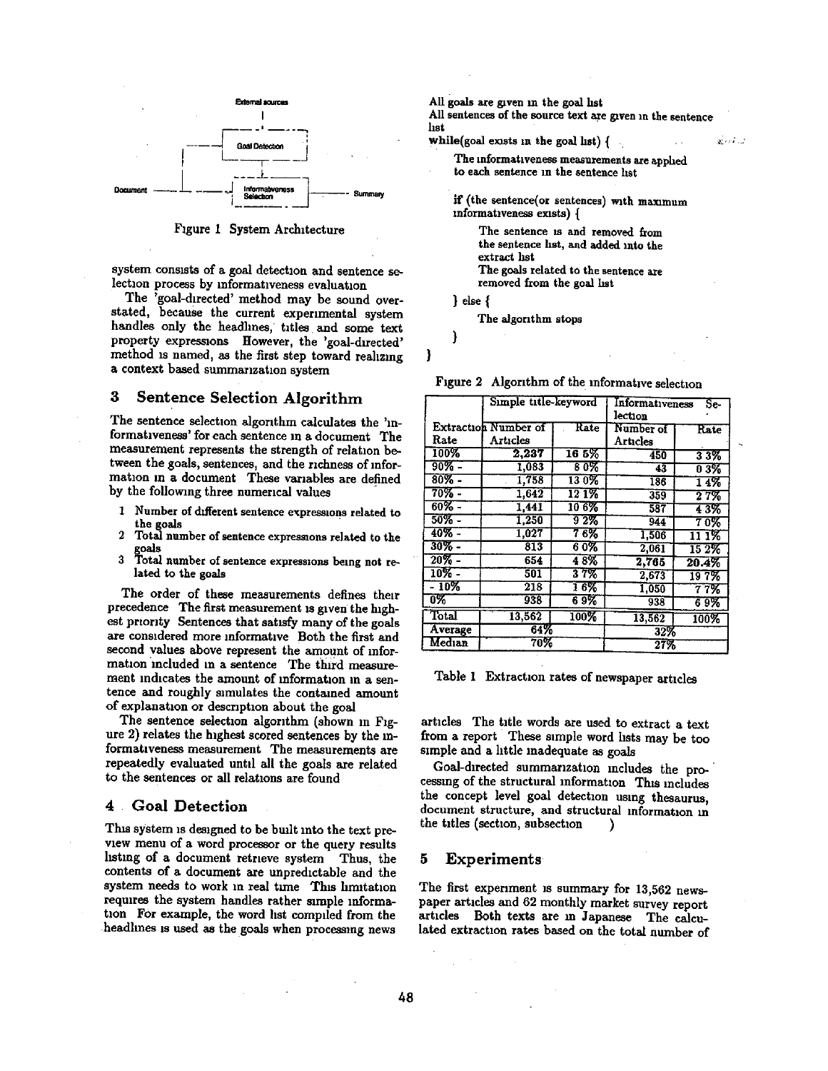Figure 1 System Architecture

system consists of a goal detection and sentence selection process by informativeness evaluation

The 'goal-directed' method may be sound overstated, because the current experimental system handles only the headlines, titles and some text property expressions However, the 'goal-directed' method is named, as the first step toward realizing a context based summarization system

## 3 Sentence Selection Algorithm

The sentence selection algorithm calculates the 'informativeness' for each sentence in a document The measurement represents the strength of relation between the goals, sentences, and the richness of information in a document These variables are defined by the following three numerical values

1. Number of different sentence expressions related to the goals
2. Total number of sentence expressions related to the goals
3. Total number of sentence expressions being not related to the goals

The order of these measurements defines their precedence The first measurement is given the highest priority Sentences that satisfy many of the goals are considered more informative Both the first and second values above represent the amount of information included in a sentence The third measurement indicates the amount of information in a sentence and roughly simulates the contained amount of explanation or description about the goal

The sentence selection algorithm (shown in Figure 2) relates the highest scored sentences by the informativeness measurement The measurements are repeatedly evaluated until all the goals are related to the sentences or all relations are found

## 4 Goal Detection

This system is designed to be built into the text preview menu of a word processor or the query results listing of a document retrieve system Thus, the contents of a document are unpredictable and the system needs to work in real time This limitation requires the system handles rather simple information For example, the word list compiled from the headlines is used as the goals when processing news articles The title words are used to extract a text from a report These simple word lists may be too simple and a little inadequate as goals

Goal-directed summarization includes the processing of the structural information This includes the concept level goal detection using thesaurus, document structure, and structural information in the titles (section, subsection )

```
All goals are given in the goal list
All sentences of the source text are given in the sentence list
while(goal exists in the goal list) {
    The informativeness measurements are applied
    to each sentence in the sentence list

    if (the sentence(or sentences) with maximum
    informativeness exists) {
        The sentence is and removed from
        the sentence list, and added into the
        extract list
        The goals related to the sentence are
        removed from the goal list
    } else {
        The algorithm stops
    }
}
```

Figure 2 Algorithm of the informative selection

| | Simple title-keyword | | Informativeness Selection | |
|---|---|---|---|---|
| Extraction Rate | Number of Articles | Rate | Number of Articles | Rate |
| 100% | 2,237 | 16 5% | 450 | 3 3% |
| 90% - | 1,083 | 8 0% | 43 | 0 3% |
| 80% - | 1,758 | 13 0% | 186 | 1 4% |
| 70% - | 1,642 | 12 1% | 359 | 2 7% |
| 60% - | 1,441 | 10 6% | 587 | 4 3% |
| 50% - | 1,250 | 9 2% | 944 | 7 0% |
| 40% - | 1,027 | 7 6% | 1,506 | 11 1% |
| 30% - | 813 | 6 0% | 2,061 | 15 2% |
| 20% - | 654 | 4 8% | **2,765** | **20.4%** |
| 10% - | 501 | 3 7% | 2,673 | 19 7% |
| - 10% | 218 | 1 6% | 1,050 | 7 7% |
| 0% | 938 | 6 9% | 938 | 6 9% |
| Total | 13,562 | 100% | 13,562 | 100% |
| Average | 64% | | 32% | |
| Median | 70% | | 27% | |

Table 1 Extraction rates of newspaper articles

## 5 Experiments

The first experiment is summary for 13,562 newspaper articles and 62 monthly market survey report articles Both texts are in Japanese The calculated extraction rates based on the total number of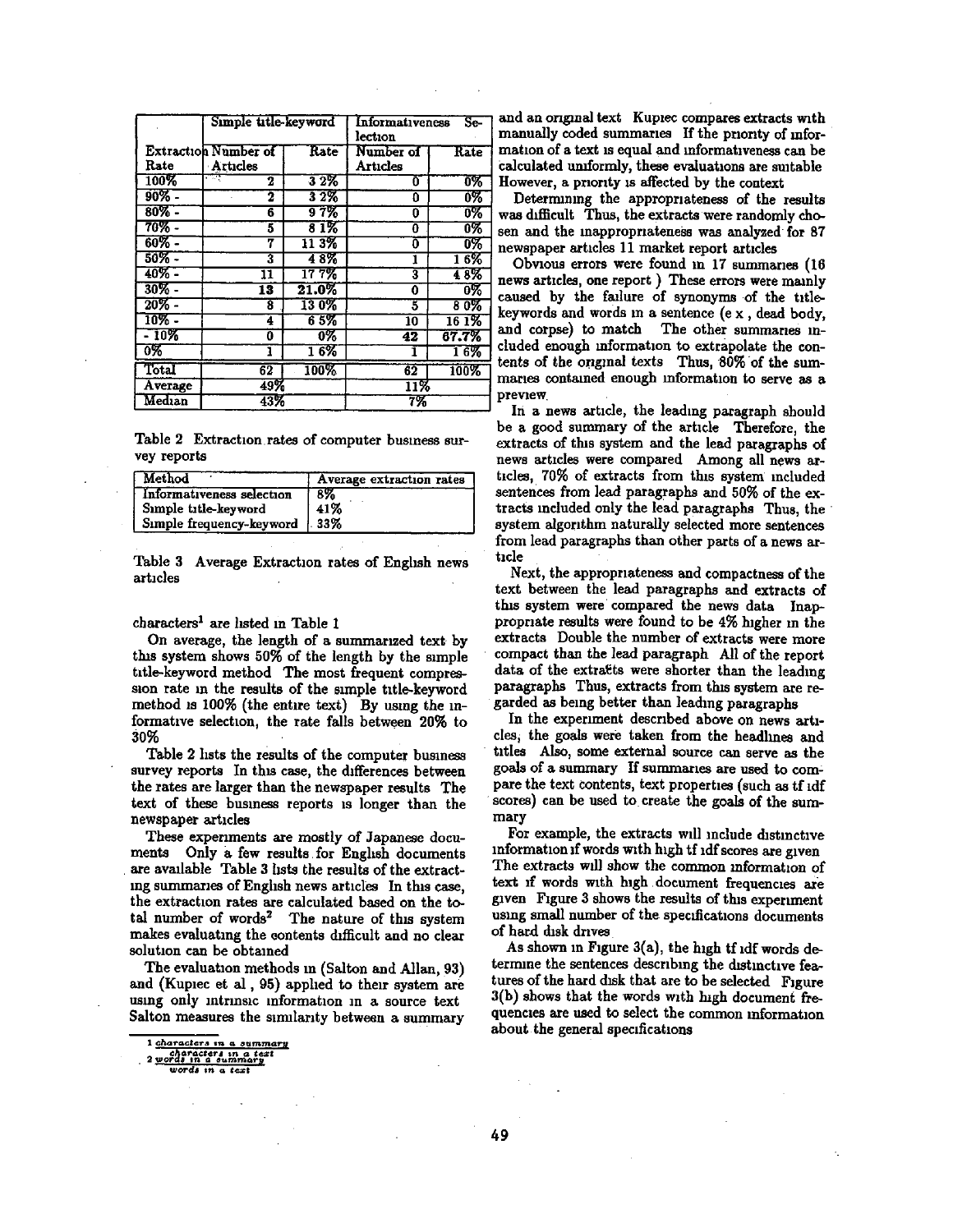| | Simple title-keyword | | Informativeness Selection | |
|---|---|---|---|---|
| Extraction Rate | Number of Articles | Rate | Number of Articles | Rate |
| 100% | 2 | 3 2% | 0 | 0% |
| 90% - | 2 | 3 2% | 0 | 0% |
| 80% - | 6 | 9 7% | 0 | 0% |
| 70% - | 5 | 8 1% | 0 | 0% |
| 60% - | 7 | 11 3% | 0 | 0% |
| 50% - | 3 | 4 8% | 1 | 1 6% |
| 40% - | 11 | 17 7% | 3 | 4 8% |
| 30% - | **13** | **21.0%** | 0 | 0% |
| 20% - | 8 | 13 0% | 5 | 8 0% |
| 10% - | 4 | 6 5% | 10 | 16 1% |
| - 10% | 0 | 0% | **42** | **67.7%** |
| 0% | 1 | 1 6% | 1 | 1 6% |
| Total | 62 | 100% | 62 | 100% |
| Average | 49% | | 11% | |
| Median | 43% | | 7% | |

Table 2 Extraction rates of computer business survey reports

| Method | Average extraction rates |
|---|---|
| Informativeness selection | 8% |
| Simple title-keyword | 41% |
| Simple frequency-keyword | 33% |

Table 3 Average Extraction rates of English news articles

characters[1] are listed in Table 1

On average, the length of a summarized text by this system shows 50% of the length by the simple title-keyword method The most frequent compression rate in the results of the simple title-keyword method is 100% (the entire text) By using the informative selection, the rate falls between 20% to 30%

Table 2 lists the results of the computer business survey reports In this case, the differences between the rates are larger than the newspaper results The text of these business reports is longer than the newspaper articles

These experiments are mostly of Japanese documents Only a few results for English documents are available Table 3 lists the results of the extracting summaries of English news articles In this case, the extraction rates are calculated based on the total number of words[2] The nature of this system makes evaluating the contents difficult and no clear solution can be obtained

The evaluation methods in (Salton and Allan, 93) and (Kupiec et al , 95) applied to their system are using only intrinsic information in a source text Salton measures the similarity between a summary and an original text Kupiec compares extracts with manually coded summaries If the priority of information of a text is equal and informativeness can be calculated uniformly, these evaluations are suitable However, a priority is affected by the context

Determining the appropriateness of the results was difficult Thus, the extracts were randomly chosen and the inappropriateness was analyzed for 87 newspaper articles 11 market report articles

Obvious errors were found in 17 summaries (16 news articles, one report ) These errors were mainly caused by the failure of synonyms of the title-keywords and words in a sentence (e x , dead body, and corpse) to match The other summaries included enough information to extrapolate the contents of the original texts Thus, 80% of the summaries contained enough information to serve as a preview

In a news article, the leading paragraph should be a good summary of the article Therefore, the extracts of this system and the lead paragraphs of news articles were compared Among all news articles, 70% of extracts from this system included sentences from lead paragraphs and 50% of the extracts included only the lead paragraphs Thus, the system algorithm naturally selected more sentences from lead paragraphs than other parts of a news article

Next, the appropriateness and compactness of the text between the lead paragraphs and extracts of this system were compared the news data Inappropriate results were found to be 4% higher in the extracts Double the number of extracts were more compact than the lead paragraph All of the report data of the extracts were shorter than the leading paragraphs Thus, extracts from this system are regarded as being better than leading paragraphs

In the experiment described above on news articles, the goals were taken from the headlines and titles Also, some external source can serve as the goals of a summary If summaries are used to compare the text contents, text properties (such as tf idf scores) can be used to create the goals of the summary

For example, the extracts will include distinctive information if words with high tf idf scores are given The extracts will show the common information of text if words with high document frequencies are given Figure 3 shows the results of this experiment using small number of the specifications documents of hard disk drives

As shown in Figure 3(a), the high tf idf words determine the sentences describing the distinctive features of the hard disk that are to be selected Figure 3(b) shows that the words with high document frequencies are used to select the common information about the general specifications

---

[1] $\frac{\text{characters in a summary}}{\text{characters in a text}}$

[2] $\frac{\text{words in a summary}}{\text{words in a text}}$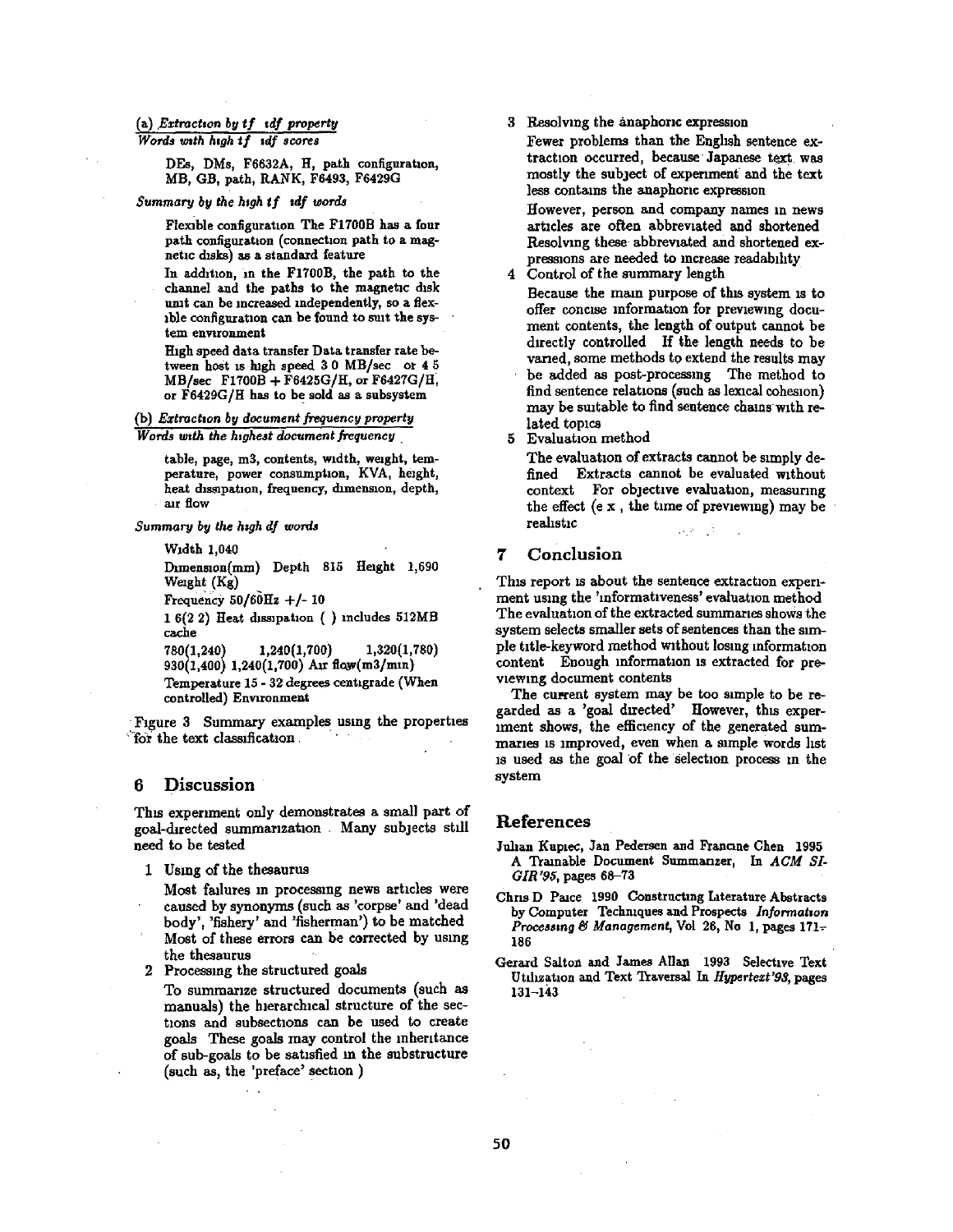(a) *Extraction by tf idf property*

*Words with high tf idf scores*

> DEs, DMs, F6632A, H, path configuration, MB, GB, path, RANK, F6493, F6429G

*Summary by the high tf idf words*

> Flexible configuration The F1700B has a four path configuration (connection path to a magnetic disks) as a standard feature
>
> In addition, in the F1700B, the path to the channel and the paths to the magnetic disk unit can be increased independently, so a flexible configuration can be found to suit the system environment
>
> High speed data transfer Data transfer rate between host is high speed 3 0 MB/sec or 4 5 MB/sec F1700B + F6425G/H, or F6427G/H, or F6429G/H has to be sold as a subsystem

(b) *Extraction by document frequency property*

*Words with the highest document frequency*

> table, page, m3, contents, width, weight, temperature, power consumption, KVA, height, heat dissipation, frequency, dimension, depth, air flow

*Summary by the high df words*

> Width 1,040
>
> Dimension(mm) Depth 815 Height 1,690 Weight (Kg)
>
> Frequency 50/60Hz +/- 10
>
> 1 6(2 2) Heat dissipation ( ) includes 512MB cache
>
> 780(1,240) 1,240(1,700) 1,320(1,780) 930(1,400) 1,240(1,700) Air flow(m3/min)
>
> Temperature 15 - 32 degrees centigrade (When controlled) Environment

Figure 3 Summary examples using the properties for the text classification

## 6 Discussion

This experiment only demonstrates a small part of goal-directed summarization Many subjects still need to be tested

1. Using of the thesaurus

   Most failures in processing news articles were caused by synonyms (such as 'corpse' and 'dead body', 'fishery' and 'fisherman') to be matched Most of these errors can be corrected by using the thesaurus

2. Processing the structured goals

   To summarize structured documents (such as manuals) the hierarchical structure of the sections and subsections can be used to create goals These goals may control the inheritance of sub-goals to be satisfied in the substructure (such as, the 'preface' section )

3. Resolving the anaphoric expression

   Fewer problems than the English sentence extraction occurred, because Japanese text was mostly the subject of experiment and the text less contains the anaphoric expression

   However, person and company names in news articles are often abbreviated and shortened Resolving these abbreviated and shortened expressions are needed to increase readability

4. Control of the summary length

   Because the main purpose of this system is to offer concise information for previewing document contents, the length of output cannot be directly controlled If the length needs to be varied, some methods to extend the results may be added as post-processing The method to find sentence relations (such as lexical cohesion) may be suitable to find sentence chains with related topics

5. Evaluation method

   The evaluation of extracts cannot be simply defined Extracts cannot be evaluated without context For objective evaluation, measuring the effect (e x , the time of previewing) may be realistic

## 7 Conclusion

This report is about the sentence extraction experiment using the 'informativeness' evaluation method The evaluation of the extracted summaries shows the system selects smaller sets of sentences than the simple title-keyword method without losing information content Enough information is extracted for previewing document contents

The current system may be too simple to be regarded as a 'goal directed' However, this experiment shows, the efficiency of the generated summaries is improved, even when a simple words list is used as the goal of the selection process in the system

## References

Julian Kupiec, Jan Pedersen and Francine Chen 1995 A Trainable Document Summarizer, In *ACM SIGIR'95*, pages 68–73

Chris D Paice 1990 Constructing Literature Abstracts by Computer Techniques and Prospects *Information Processing & Management*, Vol 26, No 1, pages 171–186

Gerard Salton and James Allan 1993 Selective Text Utilization and Text Traversal In *Hypertext'93*, pages 131–143